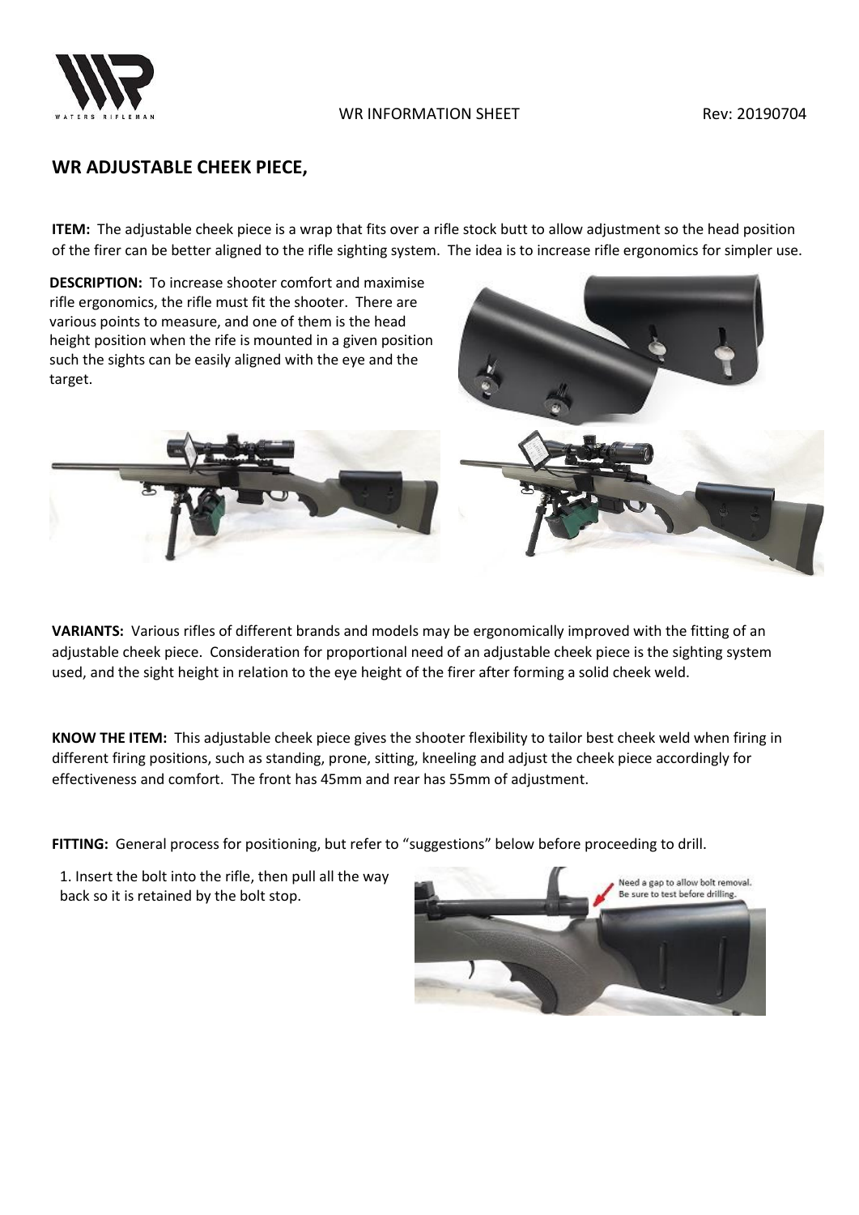WR INFORMATION SHEET Rev: 20190704

## WR ADJUSTABLE CHEEK PIECE,

**ITEM:** The adjustable cheek piece is a wrap that fits over a rifle stock butt to allow adjustment so the head position of the firer can be better aligned to the rifle sighting system. The idea is to increase rifle ergonomics for simpler use.

**DESCRIPTION:** To increase shooter comfort and maximise rifle ergonomics, the rifle must fit the shooter. There are various points to measure, and one of them is the head height position when the rife is mounted in a given position such the sights can be easily aligned with the eye and the target.

**VARIANTS:** Various rifles of different brands and models may be ergonomically improved with the fitting of an adjustable cheek piece. Consideration for proportional need of an adjustable cheek piece is the sighting system used, and the sight height in relation to the eye height of the firer after forming a solid cheek weld.

**KNOW THE ITEM:** This adjustable cheek piece gives the shooter flexibility to tailor best cheek weld when firing in different firing positions, such as standing, prone, sitting, kneeling and adjust the cheek piece accordingly for effectiveness and comfort. The front has 45mm and rear has 55mm of adjustment.

**FITTING:** General process for positioning, but refer to "suggestions" below before proceeding to drill.

1. Insert the bolt into the rifle, then pull all the way back so it is retained by the bolt stop.

Need a gap to allow bolt removal. Be sure to test before drilling.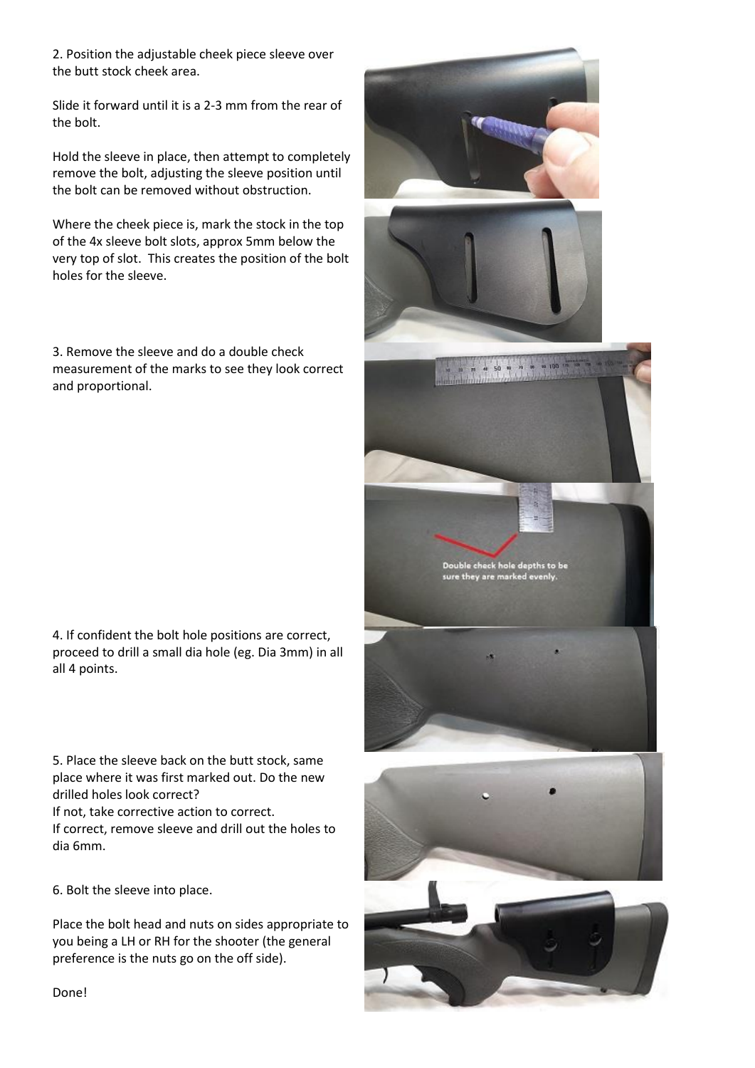2. Position the adjustable cheek piece sleeve over the butt stock cheek area.

Slide it forward until it is a 2-3 mm from the rear of the bolt.

Hold the sleeve in place, then attempt to completely remove the bolt, adjusting the sleeve position until the bolt can be removed without obstruction.

Where the cheek piece is, mark the stock in the top of the 4x sleeve bolt slots, approx 5mm below the very top of slot. This creates the position of the bolt holes for the sleeve.

3. Remove the sleeve and do a double check measurement of the marks to see they look correct and proportional.

4. If confident the bolt hole positions are correct, proceed to drill a small dia hole (eg. Dia 3mm) in all all 4 points.

5. Place the sleeve back on the butt stock, same place where it was first marked out. Do the new drilled holes look correct?
If not, take corrective action to correct.
If correct, remove sleeve and drill out the holes to dia 6mm.

6. Bolt the sleeve into place.

Place the bolt head and nuts on sides appropriate to you being a LH or RH for the shooter (the general preference is the nuts go on the off side).

Done!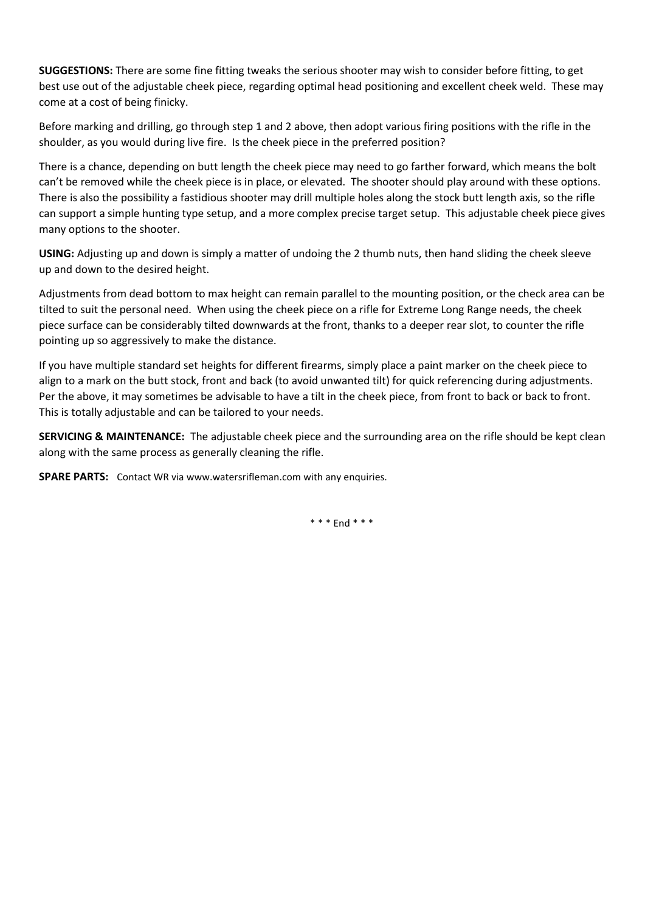**SUGGESTIONS:** There are some fine fitting tweaks the serious shooter may wish to consider before fitting, to get best use out of the adjustable cheek piece, regarding optimal head positioning and excellent cheek weld. These may come at a cost of being finicky.

Before marking and drilling, go through step 1 and 2 above, then adopt various firing positions with the rifle in the shoulder, as you would during live fire. Is the cheek piece in the preferred position?

There is a chance, depending on butt length the cheek piece may need to go farther forward, which means the bolt can't be removed while the cheek piece is in place, or elevated. The shooter should play around with these options. There is also the possibility a fastidious shooter may drill multiple holes along the stock butt length axis, so the rifle can support a simple hunting type setup, and a more complex precise target setup. This adjustable cheek piece gives many options to the shooter.

**USING:** Adjusting up and down is simply a matter of undoing the 2 thumb nuts, then hand sliding the cheek sleeve up and down to the desired height.

Adjustments from dead bottom to max height can remain parallel to the mounting position, or the check area can be tilted to suit the personal need. When using the cheek piece on a rifle for Extreme Long Range needs, the cheek piece surface can be considerably tilted downwards at the front, thanks to a deeper rear slot, to counter the rifle pointing up so aggressively to make the distance.

If you have multiple standard set heights for different firearms, simply place a paint marker on the cheek piece to align to a mark on the butt stock, front and back (to avoid unwanted tilt) for quick referencing during adjustments. Per the above, it may sometimes be advisable to have a tilt in the cheek piece, from front to back or back to front. This is totally adjustable and can be tailored to your needs.

**SERVICING & MAINTENANCE:** The adjustable cheek piece and the surrounding area on the rifle should be kept clean along with the same process as generally cleaning the rifle.

**SPARE PARTS:** Contact WR via www.watersrifleman.com with any enquiries.

\* \* \* End \* \* \*